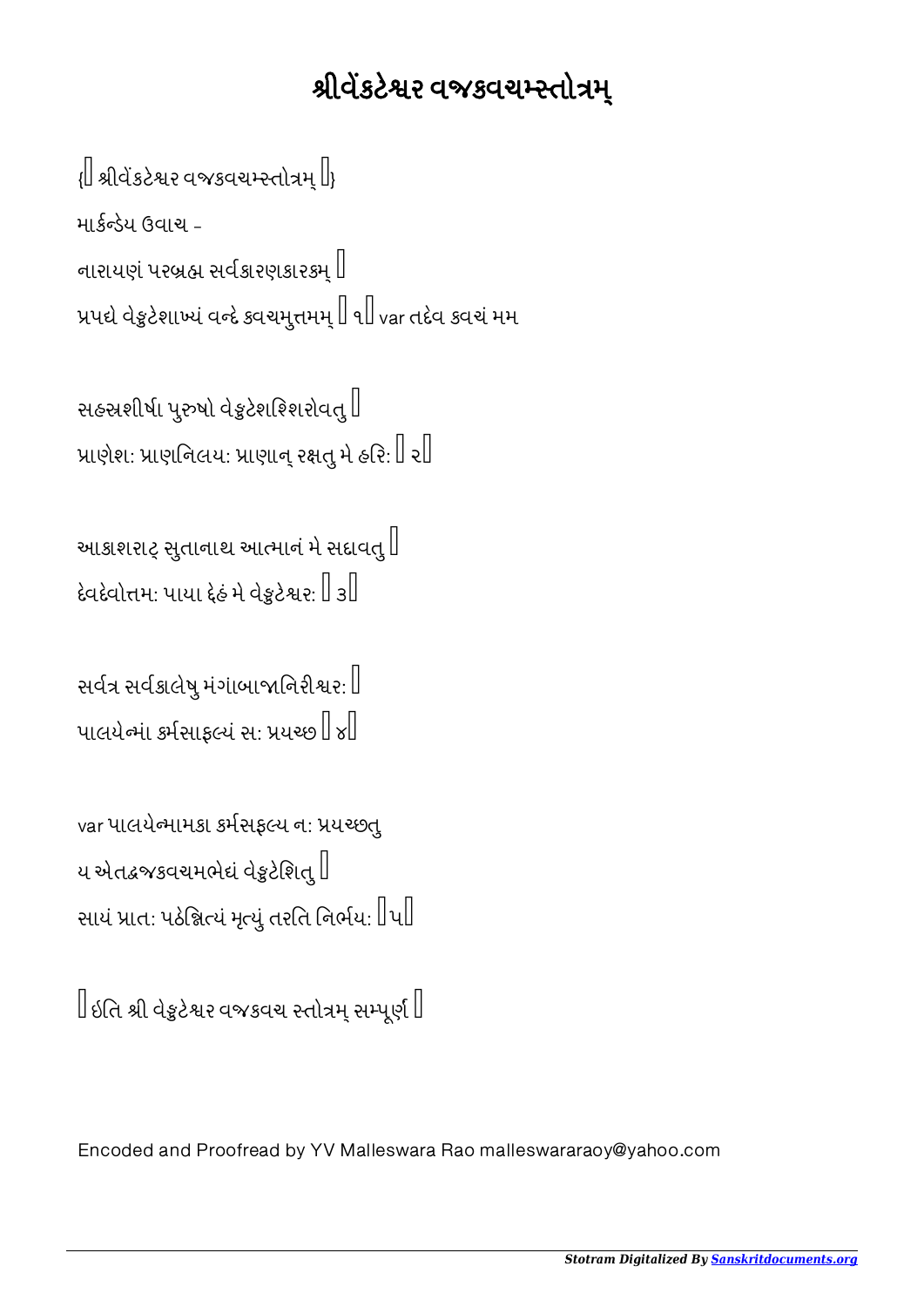# શ્રીવેંકટેશ્વર વજ્રકવચમ્સ્તોત્રમ્

{॥ શ્રીવેંકટેશ્વર વજ્રકવચમ્સ્તોત્રમ્ ॥}

માર્કન્ડેય ઉવાચ -

નારાયણં પરબ્રહ્મ સર્વકારણકારકમ્ ।
પ્રપદ્યે વેઙ્કટેશાખ્યં વન્દે કવચમુત્તમમ્ ॥ ૧॥ var તદેવ કવચં મમ

સહસ્રશીર્ષા પુરુષો વેઙ્કટેશશ્શિરોવતુ ।
પ્રાણેશઃ પ્રાણનિલયઃ પ્રાણાન્ રક્ષતુ મે હરિઃ ॥ ૨॥

આકાશરાટ્ સુતાનાથ આત્માનં મે સદાવતુ ।
દેવદેવોત્તમઃ પાયા દેહં મે વેઙ્કટેશ્વરઃ ॥ ૩॥

સર્વત્ર સર્વકાલેષુ મંગાંબાજાનિરીશ્વરઃ ।
પાલયેન્માં કર્મસાફલ્યં સઃ પ્રયચ્છ ॥ ૪॥

var પાલયેન્મામકા કર્મસફલ્ય નઃ પ્રયચ્છતુ
ય એતદ્વજ્રકવચમભેદ્યં વેઙ્કટેશિતુ ।
સાયં પ્રાતઃ પઠેન્નિત્યં મૃત્યું તરતિ નિર્ભયઃ ॥૫॥

॥ ઇતિ શ્રી વેઙ્કટેશ્વર વજ્રકવચ સ્તોત્રમ્ સમ્પૂર્ણં ॥

Encoded and Proofread by YV Malleswara Rao malleswararaoy@yahoo.com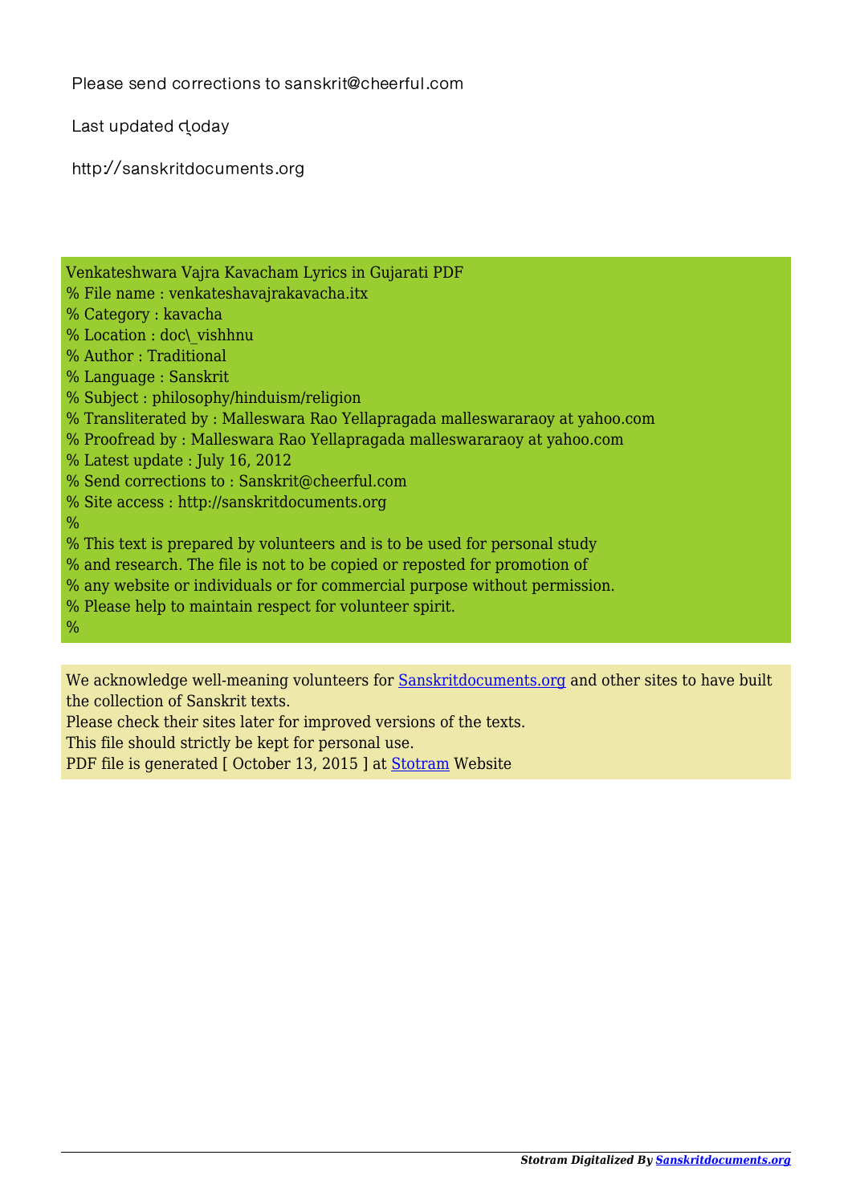Please send corrections to sanskrit@cheerful.com

Last updated ḍoday

http://sanskritdocuments.org

Venkateshwara Vajra Kavacham Lyrics in Gujarati PDF
% File name : venkateshavajrakavacha.itx
% Category : kavacha
% Location : doc\_vishhnu
% Author : Traditional
% Language : Sanskrit
% Subject : philosophy/hinduism/religion
% Transliterated by : Malleswara Rao Yellapragada malleswararaoy at yahoo.com
% Proofread by : Malleswara Rao Yellapragada malleswararaoy at yahoo.com
% Latest update : July 16, 2012
% Send corrections to : Sanskrit@cheerful.com
% Site access : http://sanskritdocuments.org
%
% This text is prepared by volunteers and is to be used for personal study
% and research. The file is not to be copied or reposted for promotion of
% any website or individuals or for commercial purpose without permission.
% Please help to maintain respect for volunteer spirit.
%

We acknowledge well-meaning volunteers for Sanskritdocuments.org and other sites to have built the collection of Sanskrit texts.
Please check their sites later for improved versions of the texts.
This file should strictly be kept for personal use.
PDF file is generated [ October 13, 2015 ] at Stotram Website